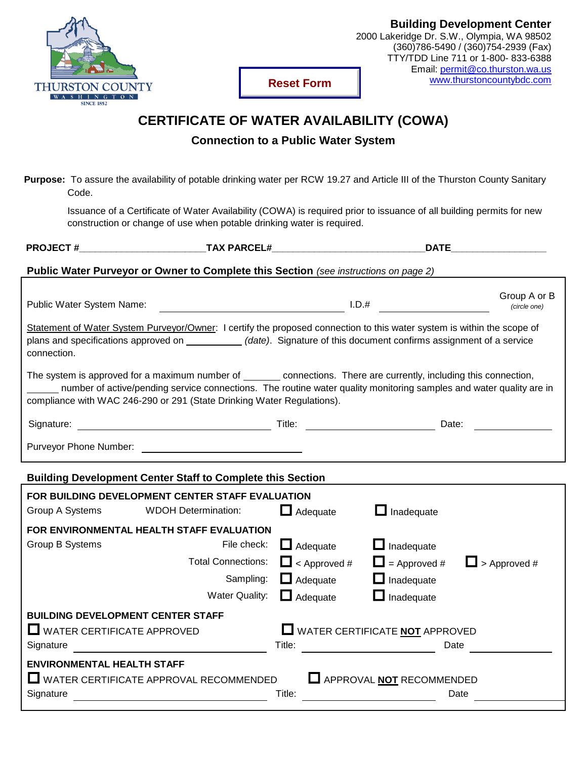THURSTON COUNTY
WASHINGTON
SINCE 1852

Reset Form

**Building Development Center**
2000 Lakeridge Dr. S.W., Olympia, WA 98502
(360)786-5490 / (360)754-2939 (Fax)
TTY/TDD Line 711 or 1-800- 833-6388
Email: permit@co.thurston.wa.us
www.thurstoncountybdc.com

# CERTIFICATE OF WATER AVAILABILITY (COWA)

## Connection to a Public Water System

**Purpose:** To assure the availability of potable drinking water per RCW 19.27 and Article III of the Thurston County Sanitary Code.

Issuance of a Certificate of Water Availability (COWA) is required prior to issuance of all building permits for new construction or change of use when potable drinking water is required.

**PROJECT #**________________________**TAX PARCEL#**____________________________**DATE**__________________

### Public Water Purveyor or Owner to Complete this Section *(see instructions on page 2)*

Public Water System Name: ______________________________ I.D.# ____________________ Group A or B *(circle one)*

Statement of Water System Purveyor/Owner: I certify the proposed connection to this water system is within the scope of plans and specifications approved on __________ *(date)*. Signature of this document confirms assignment of a service connection.

The system is approved for a maximum number of _______ connections. There are currently, including this connection, _______ number of active/pending service connections. The routine water quality monitoring samples and water quality are in compliance with WAC 246-290 or 291 (State Drinking Water Regulations).

Signature: ______________________________ Title: ______________________ Date: ______________

Purveyor Phone Number: ________________________

### Building Development Center Staff to Complete this Section

**FOR BUILDING DEVELOPMENT CENTER STAFF EVALUATION**

Group A Systems WDOH Determination: ☐ Adequate ☐ Inadequate

**FOR ENVIRONMENTAL HEALTH STAFF EVALUATION**

Group B Systems

File check: ☐ Adequate ☐ Inadequate

Total Connections: ☐ < Approved # ☐ = Approved # ☐ > Approved #

Sampling: ☐ Adequate ☐ Inadequate

Water Quality: ☐ Adequate ☐ Inadequate

**BUILDING DEVELOPMENT CENTER STAFF**

☐ WATER CERTIFICATE APPROVED ☐ WATER CERTIFICATE **NOT** APPROVED

Signature ______________________________ Title: ______________________ Date ______________

**ENVIRONMENTAL HEALTH STAFF**

☐ WATER CERTIFICATE APPROVAL RECOMMENDED ☐ APPROVAL **NOT** RECOMMENDED

Signature ______________________________ Title: ______________________ Date ______________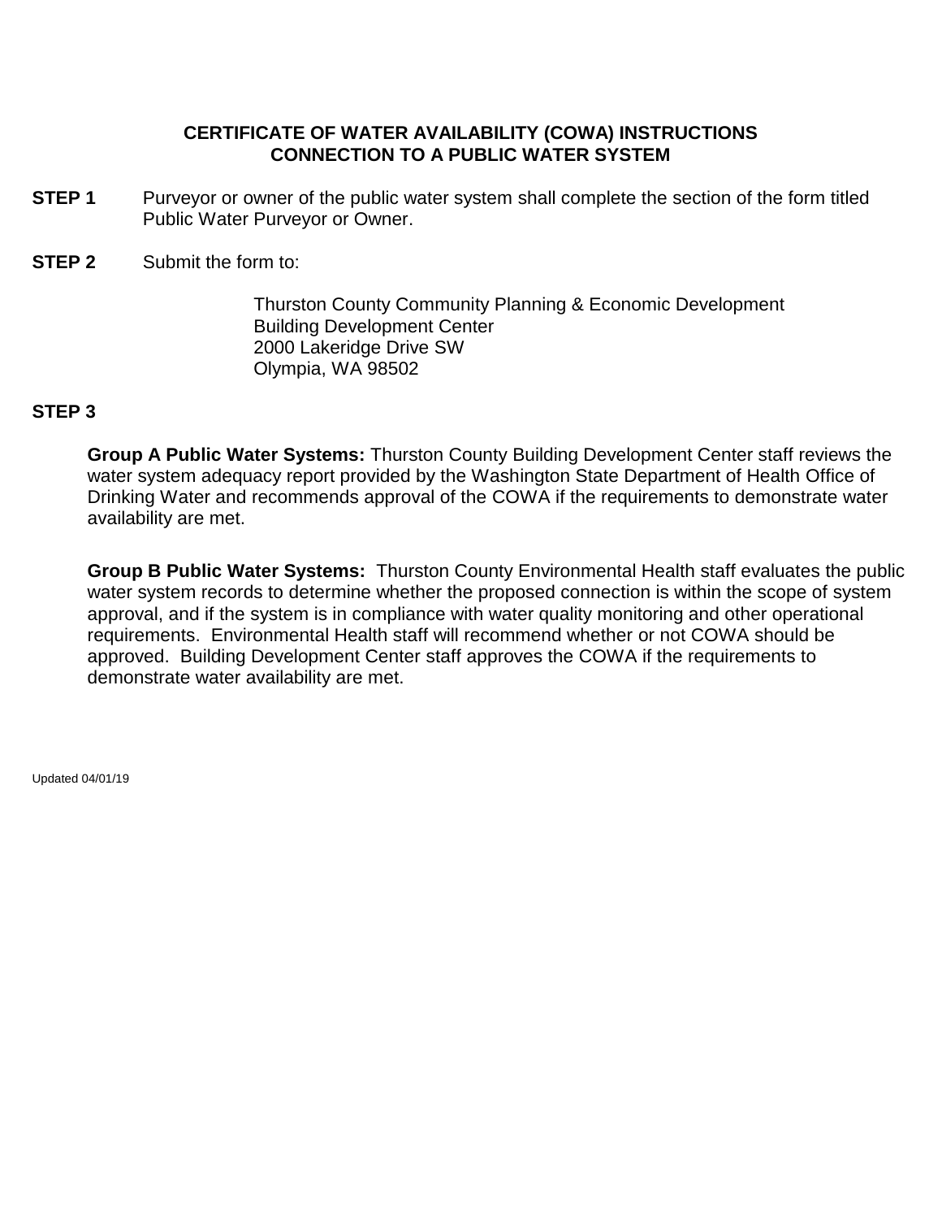# CERTIFICATE OF WATER AVAILABILITY (COWA) INSTRUCTIONS
## CONNECTION TO A PUBLIC WATER SYSTEM

**STEP 1** Purveyor or owner of the public water system shall complete the section of the form titled Public Water Purveyor or Owner.

**STEP 2** Submit the form to:

Thurston County Community Planning & Economic Development
Building Development Center
2000 Lakeridge Drive SW
Olympia, WA 98502

**STEP 3**

**Group A Public Water Systems:** Thurston County Building Development Center staff reviews the water system adequacy report provided by the Washington State Department of Health Office of Drinking Water and recommends approval of the COWA if the requirements to demonstrate water availability are met.

**Group B Public Water Systems:** Thurston County Environmental Health staff evaluates the public water system records to determine whether the proposed connection is within the scope of system approval, and if the system is in compliance with water quality monitoring and other operational requirements. Environmental Health staff will recommend whether or not COWA should be approved. Building Development Center staff approves the COWA if the requirements to demonstrate water availability are met.

Updated 04/01/19